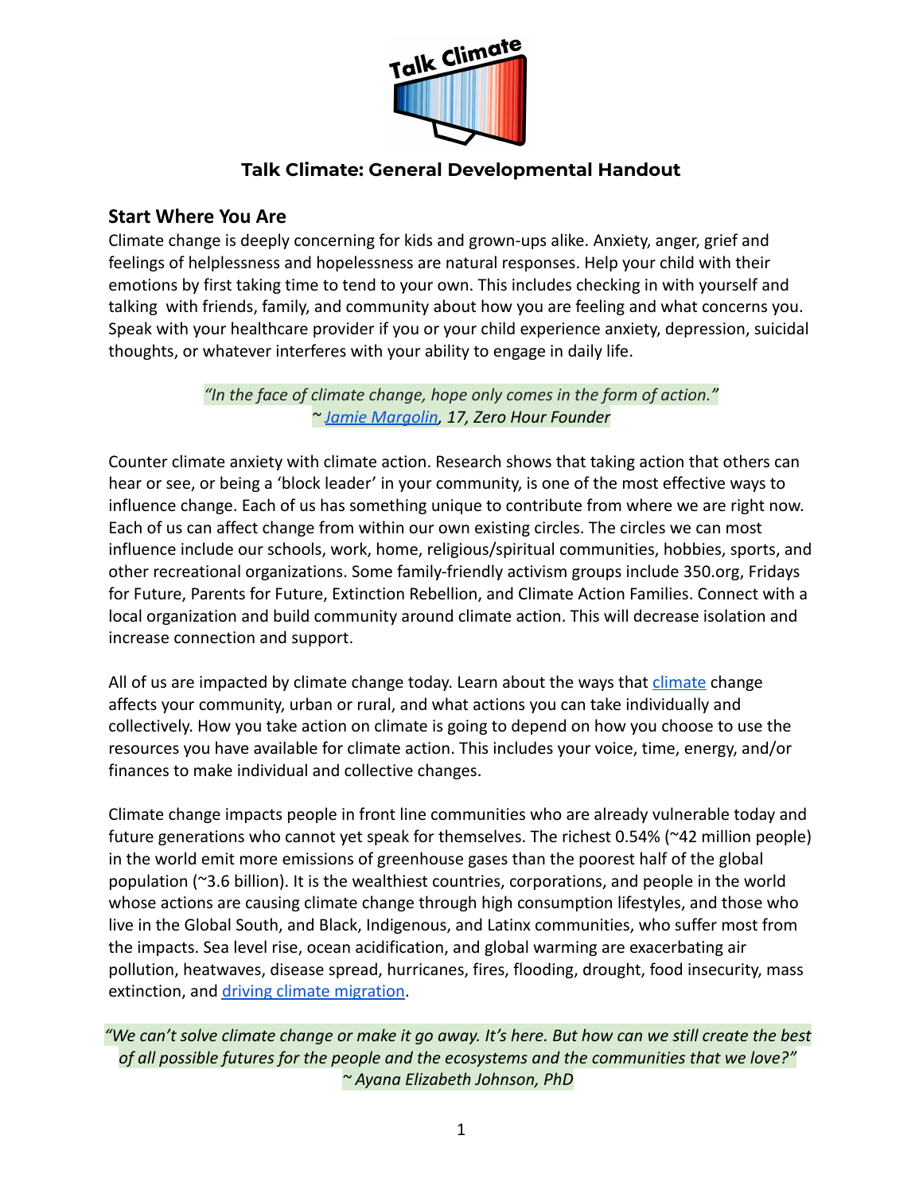# Talk Climate: General Developmental Handout

## Start Where You Are

Climate change is deeply concerning for kids and grown-ups alike. Anxiety, anger, grief and feelings of helplessness and hopelessness are natural responses. Help your child with their emotions by first taking time to tend to your own. This includes checking in with yourself and talking with friends, family, and community about how you are feeling and what concerns you. Speak with your healthcare provider if you or your child experience anxiety, depression, suicidal thoughts, or whatever interferes with your ability to engage in daily life.

*"In the face of climate change, hope only comes in the form of action."*
*~ Jamie Margolin, 17, Zero Hour Founder*

Counter climate anxiety with climate action. Research shows that taking action that others can hear or see, or being a 'block leader' in your community, is one of the most effective ways to influence change. Each of us has something unique to contribute from where we are right now. Each of us can affect change from within our own existing circles. The circles we can most influence include our schools, work, home, religious/spiritual communities, hobbies, sports, and other recreational organizations. Some family-friendly activism groups include 350.org, Fridays for Future, Parents for Future, Extinction Rebellion, and Climate Action Families. Connect with a local organization and build community around climate action. This will decrease isolation and increase connection and support.

All of us are impacted by climate change today. Learn about the ways that climate change affects your community, urban or rural, and what actions you can take individually and collectively. How you take action on climate is going to depend on how you choose to use the resources you have available for climate action. This includes your voice, time, energy, and/or finances to make individual and collective changes.

Climate change impacts people in front line communities who are already vulnerable today and future generations who cannot yet speak for themselves. The richest 0.54% (~42 million people) in the world emit more emissions of greenhouse gases than the poorest half of the global population (~3.6 billion). It is the wealthiest countries, corporations, and people in the world whose actions are causing climate change through high consumption lifestyles, and those who live in the Global South, and Black, Indigenous, and Latinx communities, who suffer most from the impacts. Sea level rise, ocean acidification, and global warming are exacerbating air pollution, heatwaves, disease spread, hurricanes, fires, flooding, drought, food insecurity, mass extinction, and driving climate migration.

*"We can't solve climate change or make it go away. It's here. But how can we still create the best of all possible futures for the people and the ecosystems and the communities that we love?"*
*~ Ayana Elizabeth Johnson, PhD*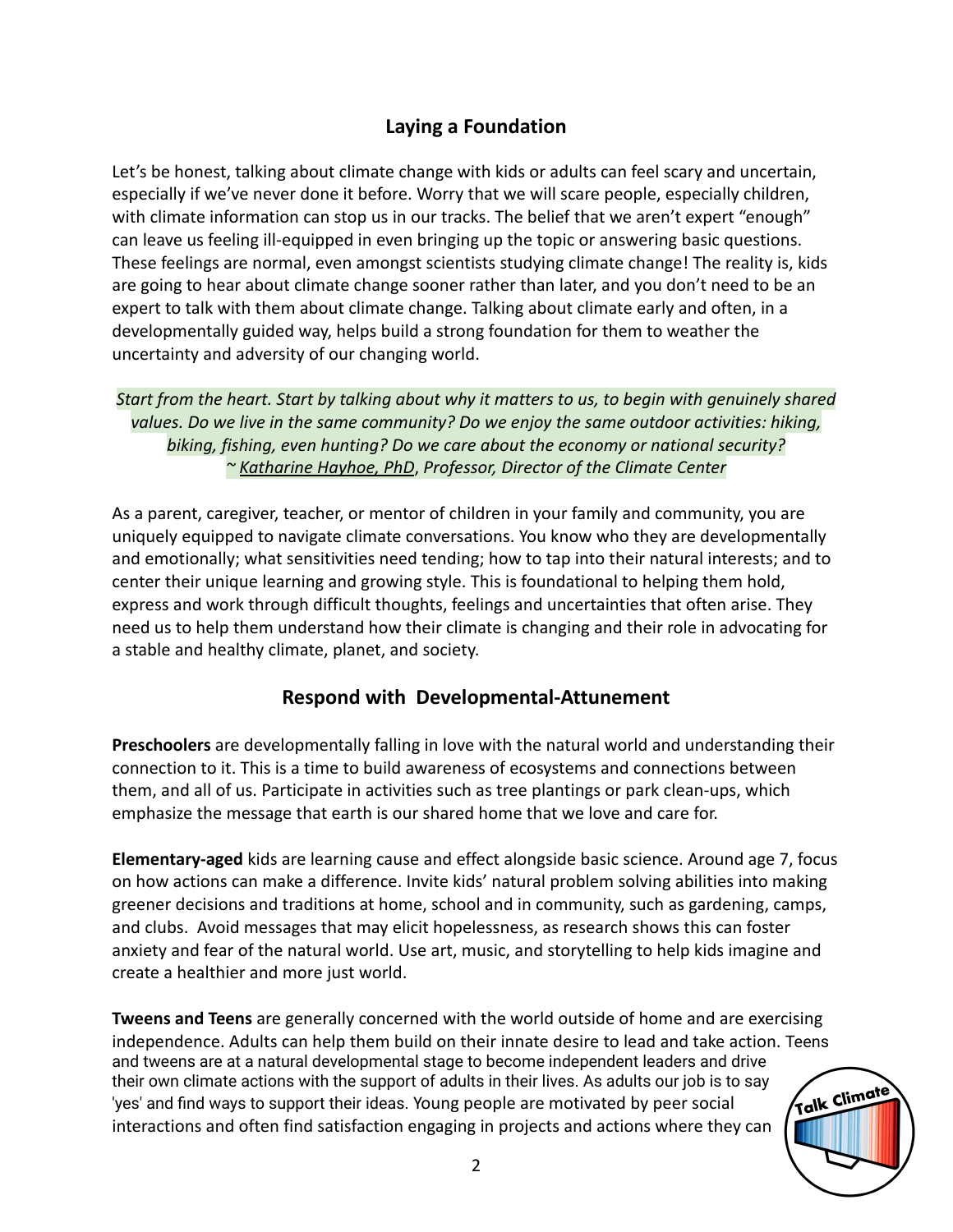## Laying a Foundation

Let's be honest, talking about climate change with kids or adults can feel scary and uncertain, especially if we've never done it before. Worry that we will scare people, especially children, with climate information can stop us in our tracks. The belief that we aren't expert "enough" can leave us feeling ill-equipped in even bringing up the topic or answering basic questions. These feelings are normal, even amongst scientists studying climate change! The reality is, kids are going to hear about climate change sooner rather than later, and you don't need to be an expert to talk with them about climate change. Talking about climate early and often, in a developmentally guided way, helps build a strong foundation for them to weather the uncertainty and adversity of our changing world.

*Start from the heart. Start by talking about why it matters to us, to begin with genuinely shared values. Do we live in the same community? Do we enjoy the same outdoor activities: hiking, biking, fishing, even hunting? Do we care about the economy or national security?*
*~ Katharine Hayhoe, PhD, Professor, Director of the Climate Center*

As a parent, caregiver, teacher, or mentor of children in your family and community, you are uniquely equipped to navigate climate conversations. You know who they are developmentally and emotionally; what sensitivities need tending; how to tap into their natural interests; and to center their unique learning and growing style. This is foundational to helping them hold, express and work through difficult thoughts, feelings and uncertainties that often arise. They need us to help them understand how their climate is changing and their role in advocating for a stable and healthy climate, planet, and society.

## Respond with Developmental-Attunement

**Preschoolers** are developmentally falling in love with the natural world and understanding their connection to it. This is a time to build awareness of ecosystems and connections between them, and all of us. Participate in activities such as tree plantings or park clean-ups, which emphasize the message that earth is our shared home that we love and care for.

**Elementary-aged** kids are learning cause and effect alongside basic science. Around age 7, focus on how actions can make a difference. Invite kids' natural problem solving abilities into making greener decisions and traditions at home, school and in community, such as gardening, camps, and clubs. Avoid messages that may elicit hopelessness, as research shows this can foster anxiety and fear of the natural world. Use art, music, and storytelling to help kids imagine and create a healthier and more just world.

**Tweens and Teens** are generally concerned with the world outside of home and are exercising independence. Adults can help them build on their innate desire to lead and take action. Teens and tweens are at a natural developmental stage to become independent leaders and drive their own climate actions with the support of adults in their lives. As adults our job is to say 'yes' and find ways to support their ideas. Young people are motivated by peer social interactions and often find satisfaction engaging in projects and actions where they can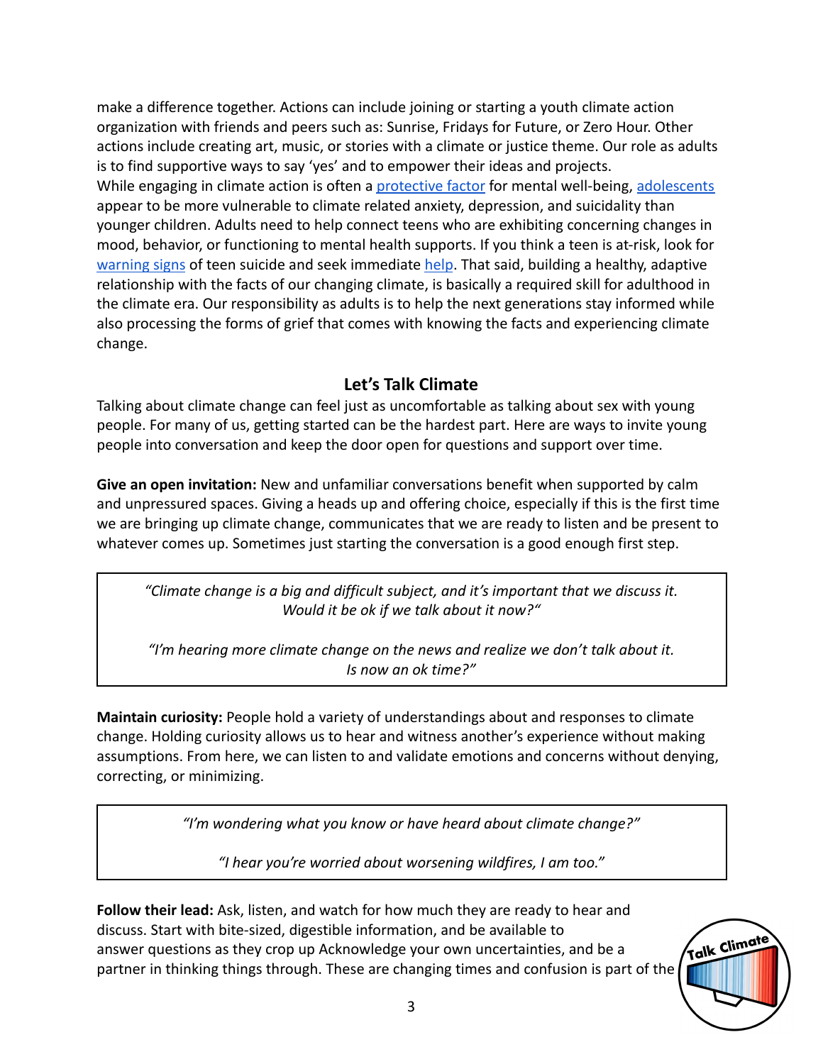make a difference together. Actions can include joining or starting a youth climate action organization with friends and peers such as: Sunrise, Fridays for Future, or Zero Hour. Other actions include creating art, music, or stories with a climate or justice theme. Our role as adults is to find supportive ways to say 'yes' and to empower their ideas and projects.
While engaging in climate action is often a protective factor for mental well-being, adolescents appear to be more vulnerable to climate related anxiety, depression, and suicidality than younger children. Adults need to help connect teens who are exhibiting concerning changes in mood, behavior, or functioning to mental health supports. If you think a teen is at-risk, look for warning signs of teen suicide and seek immediate help. That said, building a healthy, adaptive relationship with the facts of our changing climate, is basically a required skill for adulthood in the climate era. Our responsibility as adults is to help the next generations stay informed while also processing the forms of grief that comes with knowing the facts and experiencing climate change.

## Let's Talk Climate

Talking about climate change can feel just as uncomfortable as talking about sex with young people. For many of us, getting started can be the hardest part. Here are ways to invite young people into conversation and keep the door open for questions and support over time.

**Give an open invitation:** New and unfamiliar conversations benefit when supported by calm and unpressured spaces. Giving a heads up and offering choice, especially if this is the first time we are bringing up climate change, communicates that we are ready to listen and be present to whatever comes up. Sometimes just starting the conversation is a good enough first step.

> *"Climate change is a big and difficult subject, and it's important that we discuss it. Would it be ok if we talk about it now?"*
>
> *"I'm hearing more climate change on the news and realize we don't talk about it. Is now an ok time?"*

**Maintain curiosity:** People hold a variety of understandings about and responses to climate change. Holding curiosity allows us to hear and witness another's experience without making assumptions. From here, we can listen to and validate emotions and concerns without denying, correcting, or minimizing.

> *"I'm wondering what you know or have heard about climate change?"*
>
> *"I hear you're worried about worsening wildfires, I am too."*

**Follow their lead:** Ask, listen, and watch for how much they are ready to hear and discuss. Start with bite-sized, digestible information, and be available to answer questions as they crop up Acknowledge your own uncertainties, and be a partner in thinking things through. These are changing times and confusion is part of the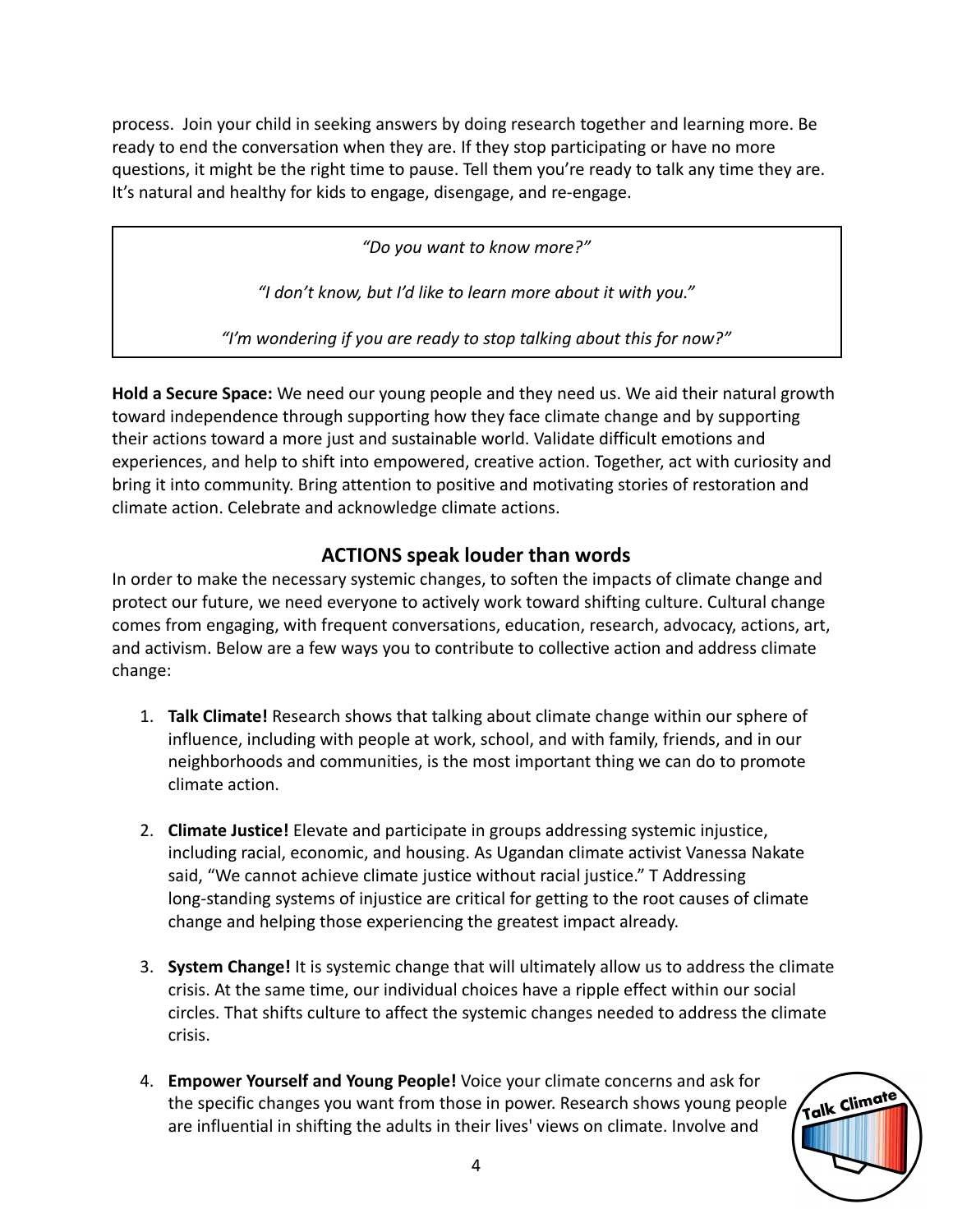process. Join your child in seeking answers by doing research together and learning more. Be ready to end the conversation when they are. If they stop participating or have no more questions, it might be the right time to pause. Tell them you're ready to talk any time they are. It's natural and healthy for kids to engage, disengage, and re-engage.

> *"Do you want to know more?"*
>
> *"I don't know, but I'd like to learn more about it with you."*
>
> *"I'm wondering if you are ready to stop talking about this for now?"*

**Hold a Secure Space:** We need our young people and they need us. We aid their natural growth toward independence through supporting how they face climate change and by supporting their actions toward a more just and sustainable world. Validate difficult emotions and experiences, and help to shift into empowered, creative action. Together, act with curiosity and bring it into community. Bring attention to positive and motivating stories of restoration and climate action. Celebrate and acknowledge climate actions.

## ACTIONS speak louder than words

In order to make the necessary systemic changes, to soften the impacts of climate change and protect our future, we need everyone to actively work toward shifting culture. Cultural change comes from engaging, with frequent conversations, education, research, advocacy, actions, art, and activism. Below are a few ways you to contribute to collective action and address climate change:

1. **Talk Climate!** Research shows that talking about climate change within our sphere of influence, including with people at work, school, and with family, friends, and in our neighborhoods and communities, is the most important thing we can do to promote climate action.

2. **Climate Justice!** Elevate and participate in groups addressing systemic injustice, including racial, economic, and housing. As Ugandan climate activist Vanessa Nakate said, "We cannot achieve climate justice without racial justice." T Addressing long-standing systems of injustice are critical for getting to the root causes of climate change and helping those experiencing the greatest impact already.

3. **System Change!** It is systemic change that will ultimately allow us to address the climate crisis. At the same time, our individual choices have a ripple effect within our social circles. That shifts culture to affect the systemic changes needed to address the climate crisis.

4. **Empower Yourself and Young People!** Voice your climate concerns and ask for the specific changes you want from those in power. Research shows young people are influential in shifting the adults in their lives' views on climate. Involve and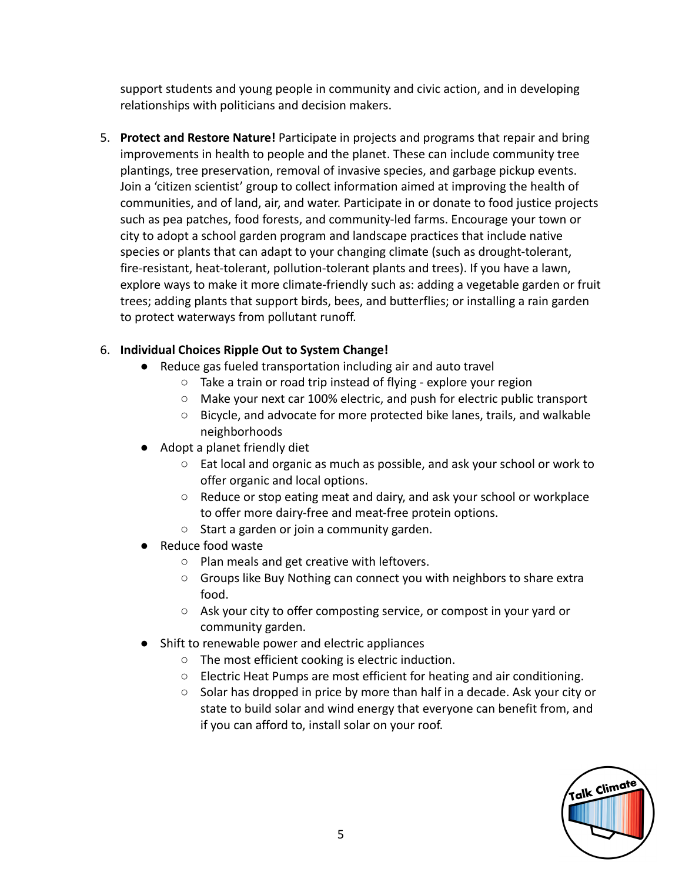support students and young people in community and civic action, and in developing relationships with politicians and decision makers.

5. **Protect and Restore Nature!** Participate in projects and programs that repair and bring improvements in health to people and the planet. These can include community tree plantings, tree preservation, removal of invasive species, and garbage pickup events. Join a 'citizen scientist' group to collect information aimed at improving the health of communities, and of land, air, and water. Participate in or donate to food justice projects such as pea patches, food forests, and community-led farms. Encourage your town or city to adopt a school garden program and landscape practices that include native species or plants that can adapt to your changing climate (such as drought-tolerant, fire-resistant, heat-tolerant, pollution-tolerant plants and trees). If you have a lawn, explore ways to make it more climate-friendly such as: adding a vegetable garden or fruit trees; adding plants that support birds, bees, and butterflies; or installing a rain garden to protect waterways from pollutant runoff.

6. **Individual Choices Ripple Out to System Change!**
   - Reduce gas fueled transportation including air and auto travel
     - Take a train or road trip instead of flying - explore your region
     - Make your next car 100% electric, and push for electric public transport
     - Bicycle, and advocate for more protected bike lanes, trails, and walkable neighborhoods
   - Adopt a planet friendly diet
     - Eat local and organic as much as possible, and ask your school or work to offer organic and local options.
     - Reduce or stop eating meat and dairy, and ask your school or workplace to offer more dairy-free and meat-free protein options.
     - Start a garden or join a community garden.
   - Reduce food waste
     - Plan meals and get creative with leftovers.
     - Groups like Buy Nothing can connect you with neighbors to share extra food.
     - Ask your city to offer composting service, or compost in your yard or community garden.
   - Shift to renewable power and electric appliances
     - The most efficient cooking is electric induction.
     - Electric Heat Pumps are most efficient for heating and air conditioning.
     - Solar has dropped in price by more than half in a decade. Ask your city or state to build solar and wind energy that everyone can benefit from, and if you can afford to, install solar on your roof.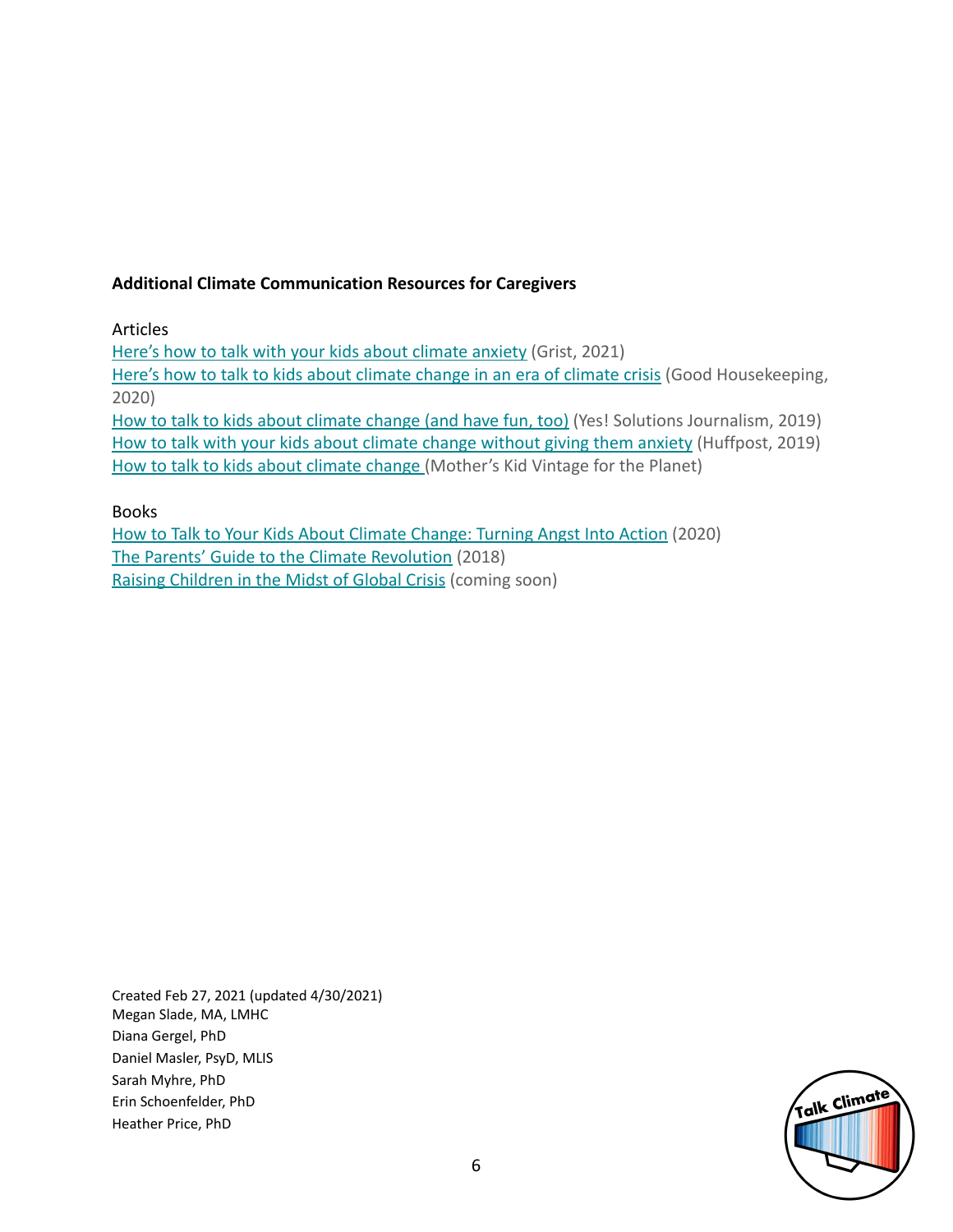**Additional Climate Communication Resources for Caregivers**

Articles

Here's how to talk with your kids about climate anxiety (Grist, 2021)
Here's how to talk to kids about climate change in an era of climate crisis (Good Housekeeping, 2020)
How to talk to kids about climate change (and have fun, too) (Yes! Solutions Journalism, 2019)
How to talk with your kids about climate change without giving them anxiety (Huffpost, 2019)
How to talk to kids about climate change (Mother's Kid Vintage for the Planet)

Books

How to Talk to Your Kids About Climate Change: Turning Angst Into Action (2020)
The Parents' Guide to the Climate Revolution (2018)
Raising Children in the Midst of Global Crisis (coming soon)

Created Feb 27, 2021 (updated 4/30/2021)
Megan Slade, MA, LMHC
Diana Gergel, PhD
Daniel Masler, PsyD, MLIS
Sarah Myhre, PhD
Erin Schoenfelder, PhD
Heather Price, PhD